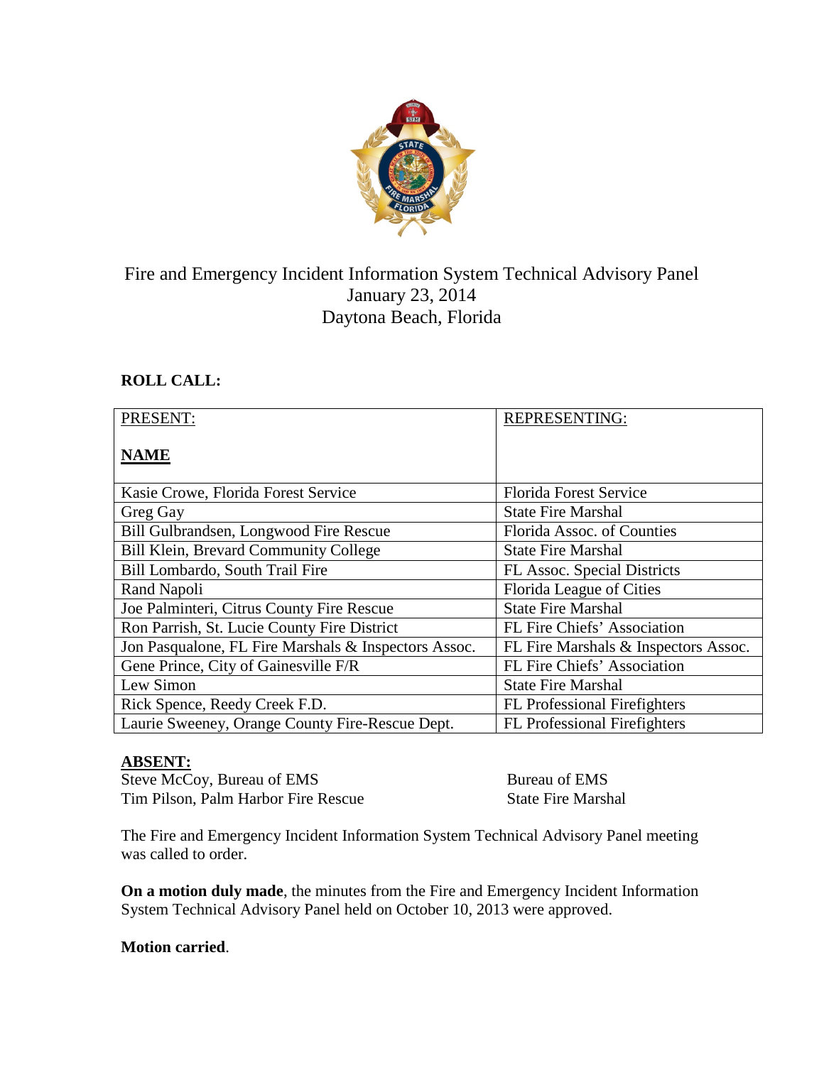# Fire and Emergency Incident Information System Technical Advisory Panel
January 23, 2014
Daytona Beach, Florida

**ROLL CALL:**

| PRESENT:<br><br>**NAME** | REPRESENTING: |
|---|---|
| Kasie Crowe, Florida Forest Service | Florida Forest Service |
| Greg Gay | State Fire Marshal |
| Bill Gulbrandsen, Longwood Fire Rescue | Florida Assoc. of Counties |
| Bill Klein, Brevard Community College | State Fire Marshal |
| Bill Lombardo, South Trail Fire | FL Assoc. Special Districts |
| Rand Napoli | Florida League of Cities |
| Joe Palminteri, Citrus County Fire Rescue | State Fire Marshal |
| Ron Parrish, St. Lucie County Fire District | FL Fire Chiefs' Association |
| Jon Pasqualone, FL Fire Marshals & Inspectors Assoc. | FL Fire Marshals & Inspectors Assoc. |
| Gene Prince, City of Gainesville F/R | FL Fire Chiefs' Association |
| Lew Simon | State Fire Marshal |
| Rick Spence, Reedy Creek F.D. | FL Professional Firefighters |
| Laurie Sweeney, Orange County Fire-Rescue Dept. | FL Professional Firefighters |

**ABSENT:**

| | |
|---|---|
| Steve McCoy, Bureau of EMS | Bureau of EMS |
| Tim Pilson, Palm Harbor Fire Rescue | State Fire Marshal |

The Fire and Emergency Incident Information System Technical Advisory Panel meeting was called to order.

**On a motion duly made**, the minutes from the Fire and Emergency Incident Information System Technical Advisory Panel held on October 10, 2013 were approved.

**Motion carried**.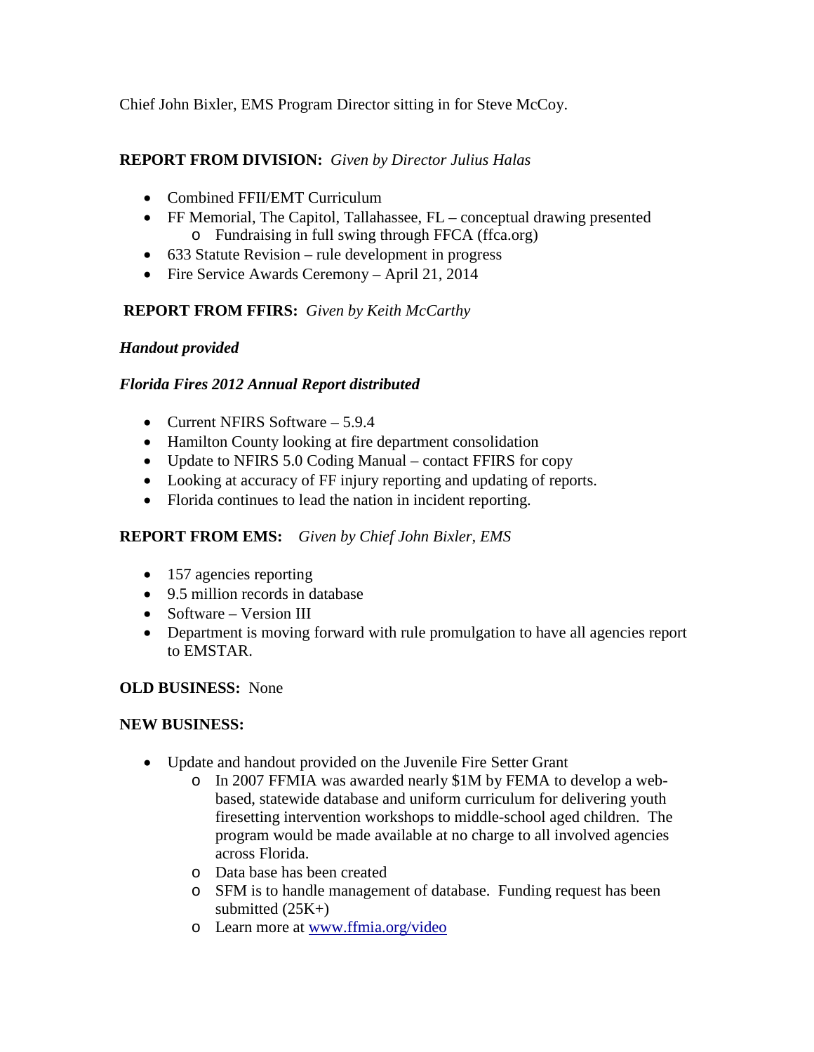Chief John Bixler, EMS Program Director sitting in for Steve McCoy.

**REPORT FROM DIVISION:** *Given by Director Julius Halas*

- Combined FFII/EMT Curriculum
- FF Memorial, The Capitol, Tallahassee, FL – conceptual drawing presented
  - Fundraising in full swing through FFCA (ffca.org)
- 633 Statute Revision – rule development in progress
- Fire Service Awards Ceremony – April 21, 2014

**REPORT FROM FFIRS:** *Given by Keith McCarthy*

***Handout provided***

***Florida Fires 2012 Annual Report distributed***

- Current NFIRS Software – 5.9.4
- Hamilton County looking at fire department consolidation
- Update to NFIRS 5.0 Coding Manual – contact FFIRS for copy
- Looking at accuracy of FF injury reporting and updating of reports.
- Florida continues to lead the nation in incident reporting.

**REPORT FROM EMS:** *Given by Chief John Bixler, EMS*

- 157 agencies reporting
- 9.5 million records in database
- Software – Version III
- Department is moving forward with rule promulgation to have all agencies report to EMSTAR.

**OLD BUSINESS:** None

**NEW BUSINESS:**

- Update and handout provided on the Juvenile Fire Setter Grant
  - In 2007 FFMIA was awarded nearly $1M by FEMA to develop a web-based, statewide database and uniform curriculum for delivering youth firesetting intervention workshops to middle-school aged children. The program would be made available at no charge to all involved agencies across Florida.
  - Data base has been created
  - SFM is to handle management of database. Funding request has been submitted (25K+)
  - Learn more at [www.ffmia.org/video](www.ffmia.org/video)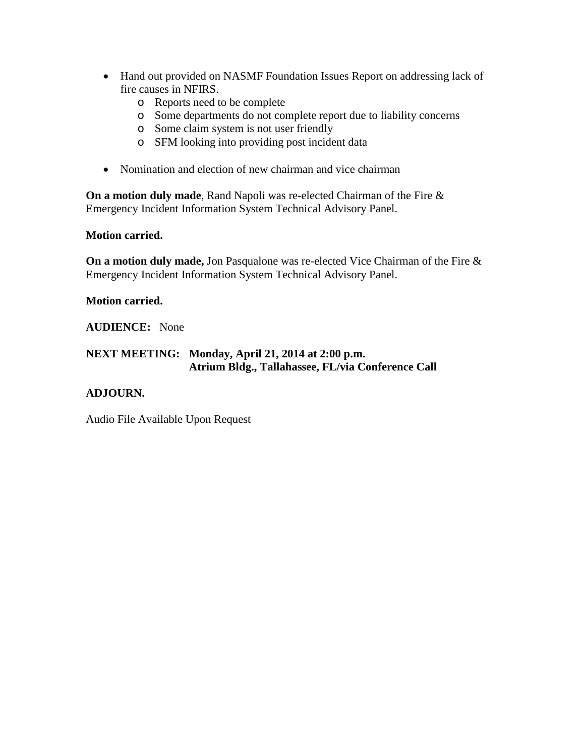- Hand out provided on NASMF Foundation Issues Report on addressing lack of fire causes in NFIRS.
  - Reports need to be complete
  - Some departments do not complete report due to liability concerns
  - Some claim system is not user friendly
  - SFM looking into providing post incident data

- Nomination and election of new chairman and vice chairman

**On a motion duly made**, Rand Napoli was re-elected Chairman of the Fire & Emergency Incident Information System Technical Advisory Panel.

**Motion carried.**

**On a motion duly made,** Jon Pasqualone was re-elected Vice Chairman of the Fire & Emergency Incident Information System Technical Advisory Panel.

**Motion carried.**

**AUDIENCE:** None

**NEXT MEETING: Monday, April 21, 2014 at 2:00 p.m.**
**Atrium Bldg., Tallahassee, FL/via Conference Call**

**ADJOURN.**

Audio File Available Upon Request